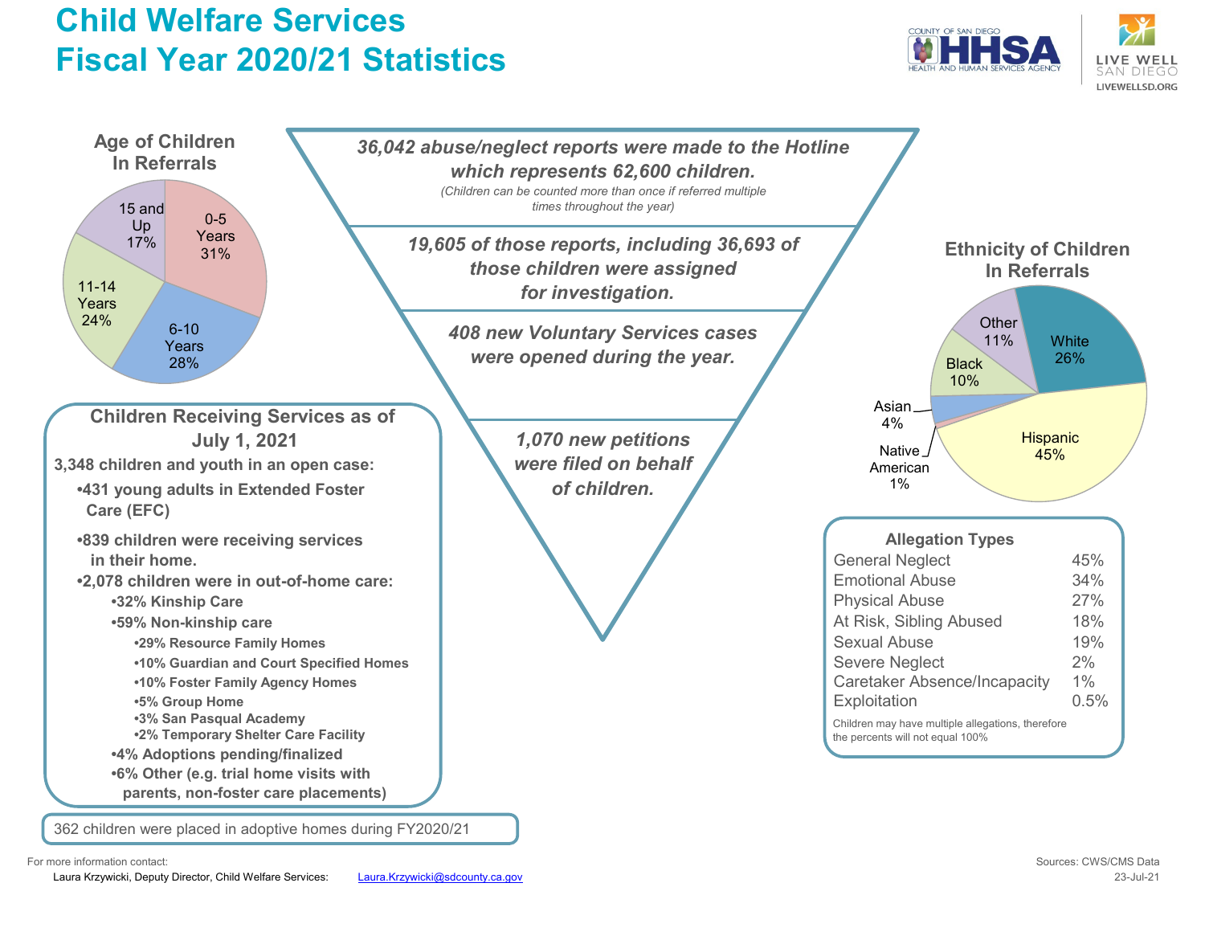# Child Welfare Services Fiscal Year 2020/21 Statistics

COUNTY OF SAN DIEGO HHSA HEALTH AND HUMAN SERVICES AGENCY

LIVE WELL SAN DIEGO LIVEWELLSD.ORG

## Age of Children In Referrals

| Age | Percent |
|---|---|
| 0-5 Years | 31% |
| 6-10 Years | 28% |
| 11-14 Years | 24% |
| 15 and Up | 17% |

*36,042 abuse/neglect reports were made to the Hotline which represents 62,600 children.*

*(Children can be counted more than once if referred multiple times throughout the year)*

*19,605 of those reports, including 36,693 of those children were assigned for investigation.*

*408 new Voluntary Services cases were opened during the year.*

*1,070 new petitions were filed on behalf of children.*

## Ethnicity of Children In Referrals

| Ethnicity | Percent |
|---|---|
| Hispanic | 45% |
| White | 26% |
| Other | 11% |
| Black | 10% |
| Asian | 4% |
| Native American | 1% |

## Children Receiving Services as of July 1, 2021

**3,348 children and youth in an open case:**

- **431 young adults in Extended Foster Care (EFC)**
- **839 children were receiving services in their home.**
- **2,078 children were in out-of-home care:**
  - **32% Kinship Care**
  - **59% Non-kinship care**
    - **29% Resource Family Homes**
    - **10% Guardian and Court Specified Homes**
    - **10% Foster Family Agency Homes**
    - **5% Group Home**
    - **3% San Pasqual Academy**
    - **2% Temporary Shelter Care Facility**
  - **4% Adoptions pending/finalized**
  - **6% Other (e.g. trial home visits with parents, non-foster care placements)**

362 children were placed in adoptive homes during FY2020/21

## Allegation Types

| Allegation Type | Percent |
|---|---|
| General Neglect | 45% |
| Emotional Abuse | 34% |
| Physical Abuse | 27% |
| At Risk, Sibling Abused | 18% |
| Sexual Abuse | 19% |
| Severe Neglect | 2% |
| Caretaker Absence/Incapacity | 1% |
| Exploitation | 0.5% |

Children may have multiple allegations, therefore the percents will not equal 100%

For more information contact:

Laura Krzywicki, Deputy Director, Child Welfare Services: Laura.Krzywicki@sdcounty.ca.gov

Sources: CWS/CMS Data

23-Jul-21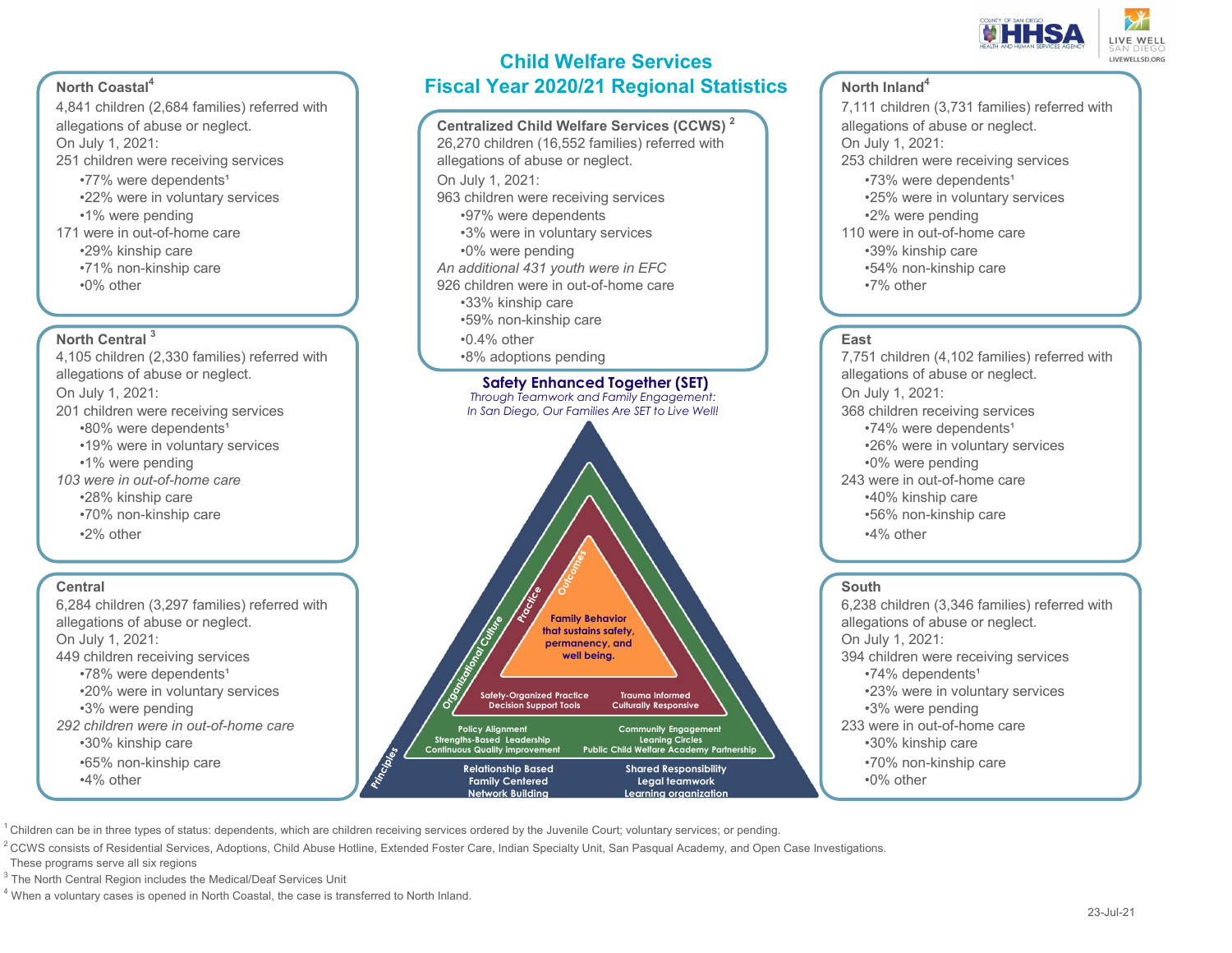# Child Welfare Services
# Fiscal Year 2020/21 Regional Statistics

### North Coastal[4]

4,841 children (2,684 families) referred with allegations of abuse or neglect.
On July 1, 2021:
251 children were receiving services
- 77% were dependents[1]
- 22% were in voluntary services
- 1% were pending

171 were in out-of-home care
- 29% kinship care
- 71% non-kinship care
- 0% other

### North Central [3]

4,105 children (2,330 families) referred with allegations of abuse or neglect.
On July 1, 2021:
201 children were receiving services
- 80% were dependents[1]
- 19% were in voluntary services
- 1% were pending

*103 were in out-of-home care*
- 28% kinship care
- 70% non-kinship care
- 2% other

### Central

6,284 children (3,297 families) referred with allegations of abuse or neglect.
On July 1, 2021:
449 children receiving services
- 78% were dependents[1]
- 20% were in voluntary services
- 3% were pending

*292 children were in out-of-home care*
- 30% kinship care
- 65% non-kinship care
- 4% other

### Centralized Child Welfare Services (CCWS) [2]

26,270 children (16,552 families) referred with allegations of abuse or neglect.
On July 1, 2021:
963 children were receiving services
- 97% were dependents
- 3% were in voluntary services
- 0% were pending

*An additional 431 youth were in EFC*
926 children were in out-of-home care
- 33% kinship care
- 59% non-kinship care
- 0.4% other
- 8% adoptions pending

### Safety Enhanced Together (SET)

*Through Teamwork and Family Engagement:*
*In San Diego, Our Families Are SET to Live Well!*

Outcomes
Family Behavior that sustains safety, permanency, and well being.

Practice
Safety-Organized Practice
Decision Support Tools
Trauma Informed
Culturally Responsive

Organizational Culture
Policy Alignment
Strengths-Based Leadership
Continuous Quality Improvement
Community Engagement
Leaning Circles
Public Child Welfare Academy Partnership

Principles
Relationship Based
Family Centered
Network Building
Shared Responsibility
Legal teamwork
Learning organization

### North Inland[4]

7,111 children (3,731 families) referred with allegations of abuse or neglect.
On July 1, 2021:
253 children were receiving services
- 73% were dependents[1]
- 25% were in voluntary services
- 2% were pending

110 were in out-of-home care
- 39% kinship care
- 54% non-kinship care
- 7% other

### East

7,751 children (4,102 families) referred with allegations of abuse or neglect.
On July 1, 2021:
368 children receiving services
- 74% were dependents[1]
- 26% were in voluntary services
- 0% were pending

243 were in out-of-home care
- 40% kinship care
- 56% non-kinship care
- 4% other

### South

6,238 children (3,346 families) referred with allegations of abuse or neglect.
On July 1, 2021:
394 children were receiving services
- 74% dependents[1]
- 23% were in voluntary services
- 3% were pending

233 were in out-of-home care
- 30% kinship care
- 70% non-kinship care
- 0% other

---

[1] Children can be in three types of status: dependents, which are children receiving services ordered by the Juvenile Court; voluntary services; or pending.

[2] CCWS consists of Residential Services, Adoptions, Child Abuse Hotline, Extended Foster Care, Indian Specialty Unit, San Pasqual Academy, and Open Case Investigations. These programs serve all six regions

[3] The North Central Region includes the Medical/Deaf Services Unit

[4] When a voluntary cases is opened in North Coastal, the case is transferred to North Inland.

23-Jul-21